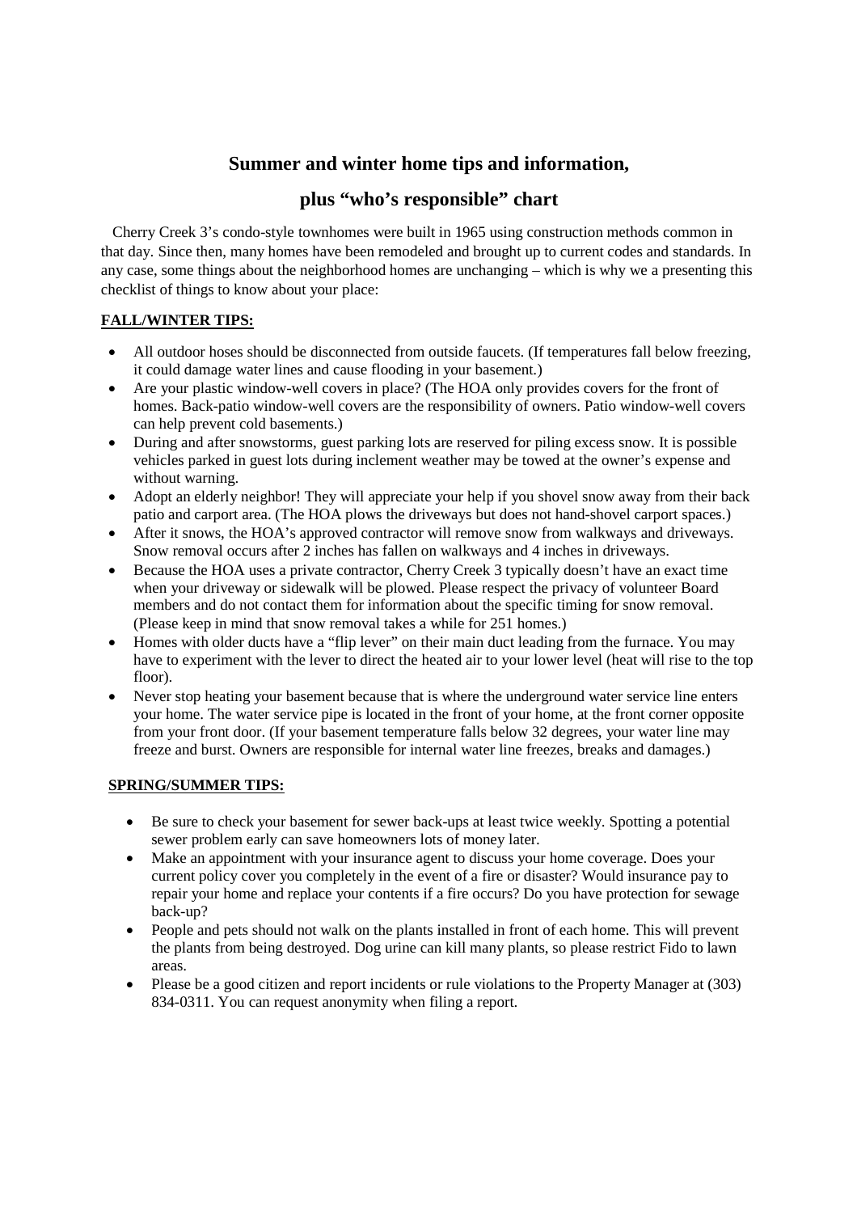# Summer and winter home tips and information,

# plus "who's responsible" chart

Cherry Creek 3's condo-style townhomes were built in 1965 using construction methods common in that day. Since then, many homes have been remodeled and brought up to current codes and standards. In any case, some things about the neighborhood homes are unchanging – which is why we a presenting this checklist of things to know about your place:

**FALL/WINTER TIPS:**

- All outdoor hoses should be disconnected from outside faucets. (If temperatures fall below freezing, it could damage water lines and cause flooding in your basement.)
- Are your plastic window-well covers in place? (The HOA only provides covers for the front of homes. Back-patio window-well covers are the responsibility of owners. Patio window-well covers can help prevent cold basements.)
- During and after snowstorms, guest parking lots are reserved for piling excess snow. It is possible vehicles parked in guest lots during inclement weather may be towed at the owner's expense and without warning.
- Adopt an elderly neighbor! They will appreciate your help if you shovel snow away from their back patio and carport area. (The HOA plows the driveways but does not hand-shovel carport spaces.)
- After it snows, the HOA's approved contractor will remove snow from walkways and driveways. Snow removal occurs after 2 inches has fallen on walkways and 4 inches in driveways.
- Because the HOA uses a private contractor, Cherry Creek 3 typically doesn't have an exact time when your driveway or sidewalk will be plowed. Please respect the privacy of volunteer Board members and do not contact them for information about the specific timing for snow removal. (Please keep in mind that snow removal takes a while for 251 homes.)
- Homes with older ducts have a "flip lever" on their main duct leading from the furnace. You may have to experiment with the lever to direct the heated air to your lower level (heat will rise to the top floor).
- Never stop heating your basement because that is where the underground water service line enters your home. The water service pipe is located in the front of your home, at the front corner opposite from your front door. (If your basement temperature falls below 32 degrees, your water line may freeze and burst. Owners are responsible for internal water line freezes, breaks and damages.)

**SPRING/SUMMER TIPS:**

- Be sure to check your basement for sewer back-ups at least twice weekly. Spotting a potential sewer problem early can save homeowners lots of money later.
- Make an appointment with your insurance agent to discuss your home coverage. Does your current policy cover you completely in the event of a fire or disaster? Would insurance pay to repair your home and replace your contents if a fire occurs? Do you have protection for sewage back-up?
- People and pets should not walk on the plants installed in front of each home. This will prevent the plants from being destroyed. Dog urine can kill many plants, so please restrict Fido to lawn areas.
- Please be a good citizen and report incidents or rule violations to the Property Manager at (303) 834-0311. You can request anonymity when filing a report.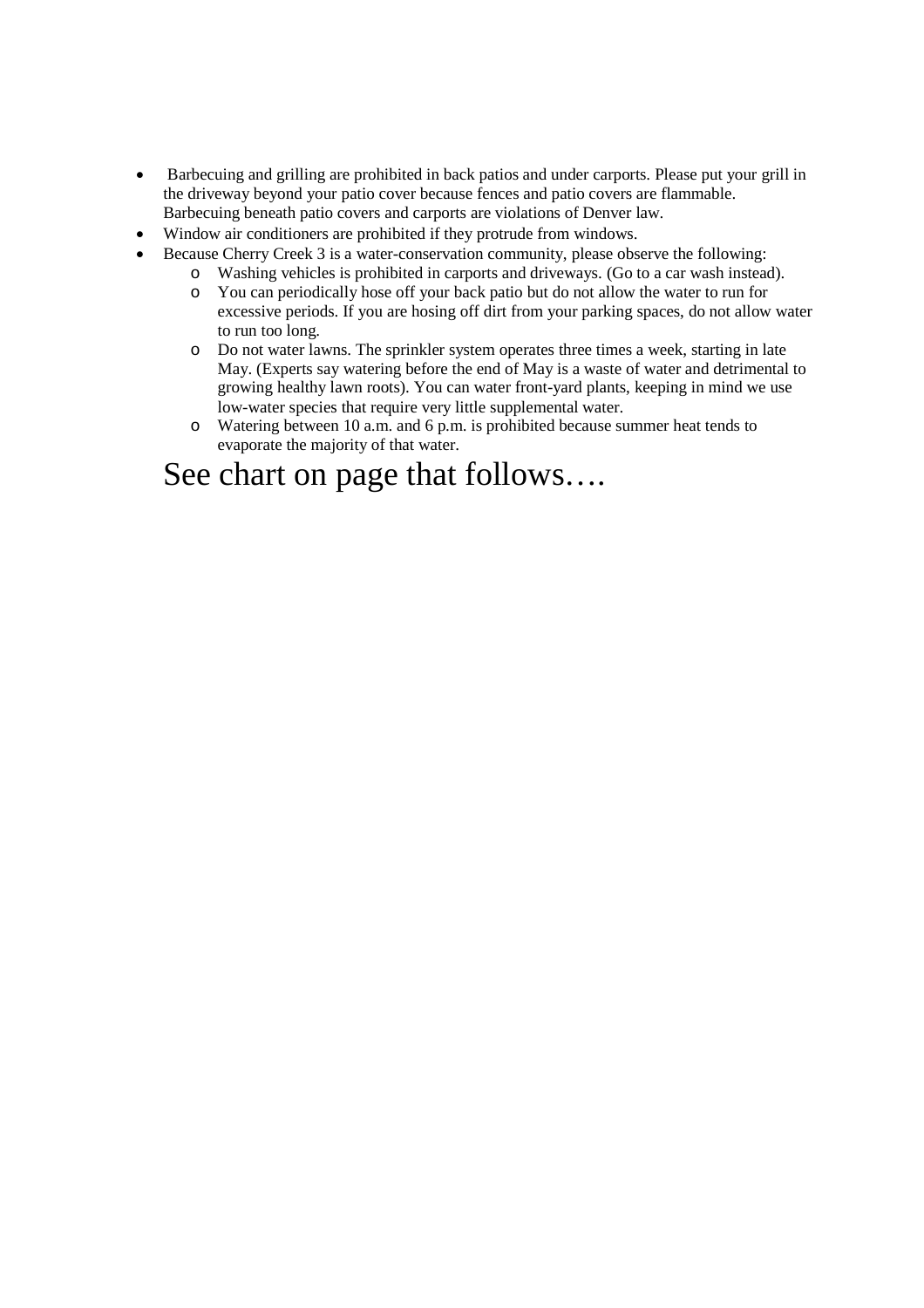- Barbecuing and grilling are prohibited in back patios and under carports. Please put your grill in the driveway beyond your patio cover because fences and patio covers are flammable. Barbecuing beneath patio covers and carports are violations of Denver law.
- Window air conditioners are prohibited if they protrude from windows.
- Because Cherry Creek 3 is a water-conservation community, please observe the following:
  - Washing vehicles is prohibited in carports and driveways. (Go to a car wash instead).
  - You can periodically hose off your back patio but do not allow the water to run for excessive periods. If you are hosing off dirt from your parking spaces, do not allow water to run too long.
  - Do not water lawns. The sprinkler system operates three times a week, starting in late May. (Experts say watering before the end of May is a waste of water and detrimental to growing healthy lawn roots). You can water front-yard plants, keeping in mind we use low-water species that require very little supplemental water.
  - Watering between 10 a.m. and 6 p.m. is prohibited because summer heat tends to evaporate the majority of that water.

See chart on page that follows….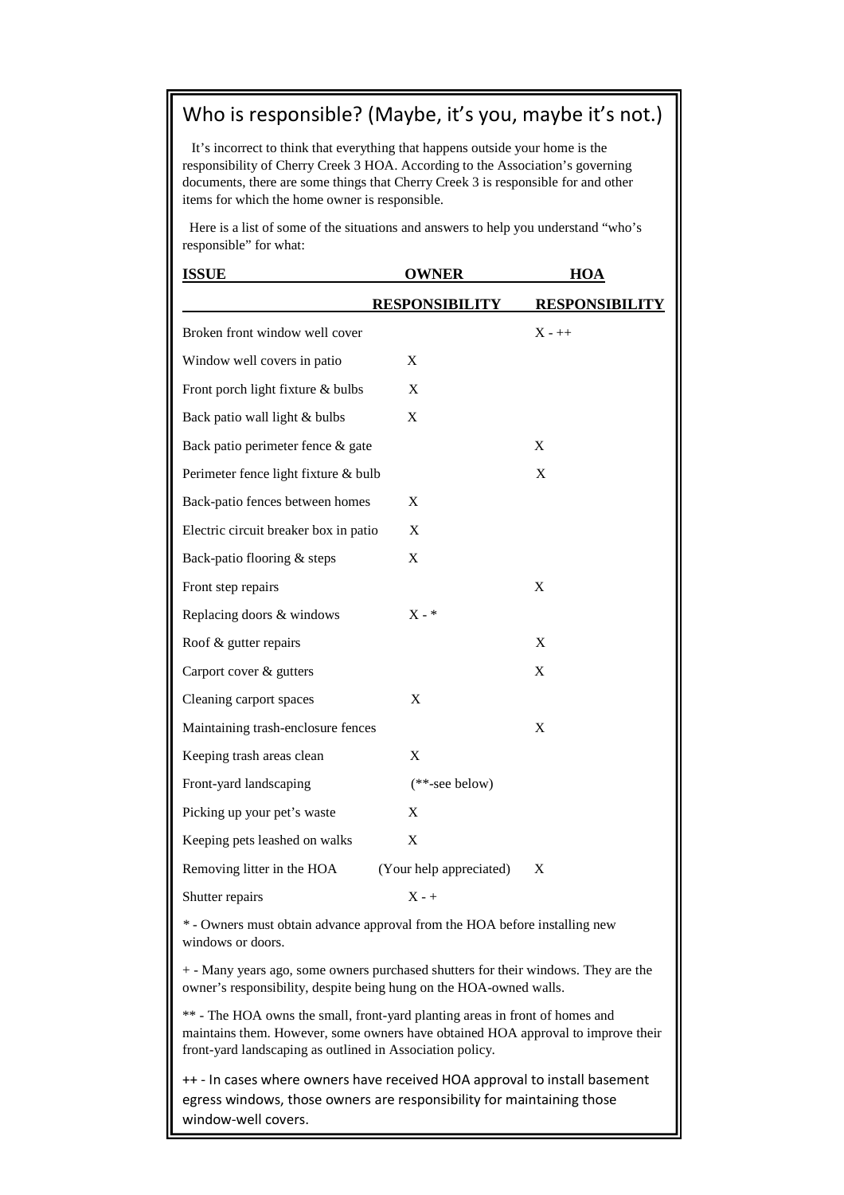## Who is responsible? (Maybe, it's you, maybe it's not.)

It's incorrect to think that everything that happens outside your home is the responsibility of Cherry Creek 3 HOA. According to the Association's governing documents, there are some things that Cherry Creek 3 is responsible for and other items for which the home owner is responsible.

Here is a list of some of the situations and answers to help you understand "who's responsible" for what:

| ISSUE | OWNER RESPONSIBILITY | HOA RESPONSIBILITY |
|---|---|---|
| Broken front window well cover | | X - ++ |
| Window well covers in patio | X | |
| Front porch light fixture & bulbs | X | |
| Back patio wall light & bulbs | X | |
| Back patio perimeter fence & gate | | X |
| Perimeter fence light fixture & bulb | | X |
| Back-patio fences between homes | X | |
| Electric circuit breaker box in patio | X | |
| Back-patio flooring & steps | X | |
| Front step repairs | | X |
| Replacing doors & windows | X - * | |
| Roof & gutter repairs | | X |
| Carport cover & gutters | | X |
| Cleaning carport spaces | X | |
| Maintaining trash-enclosure fences | | X |
| Keeping trash areas clean | X | |
| Front-yard landscaping | (**-see below) | |
| Picking up your pet's waste | X | |
| Keeping pets leashed on walks | X | |
| Removing litter in the HOA | (Your help appreciated) | X |
| Shutter repairs | X - + | |

* - Owners must obtain advance approval from the HOA before installing new windows or doors.

+ - Many years ago, some owners purchased shutters for their windows. They are the owner's responsibility, despite being hung on the HOA-owned walls.

** - The HOA owns the small, front-yard planting areas in front of homes and maintains them. However, some owners have obtained HOA approval to improve their front-yard landscaping as outlined in Association policy.

++ - In cases where owners have received HOA approval to install basement egress windows, those owners are responsibility for maintaining those window-well covers.